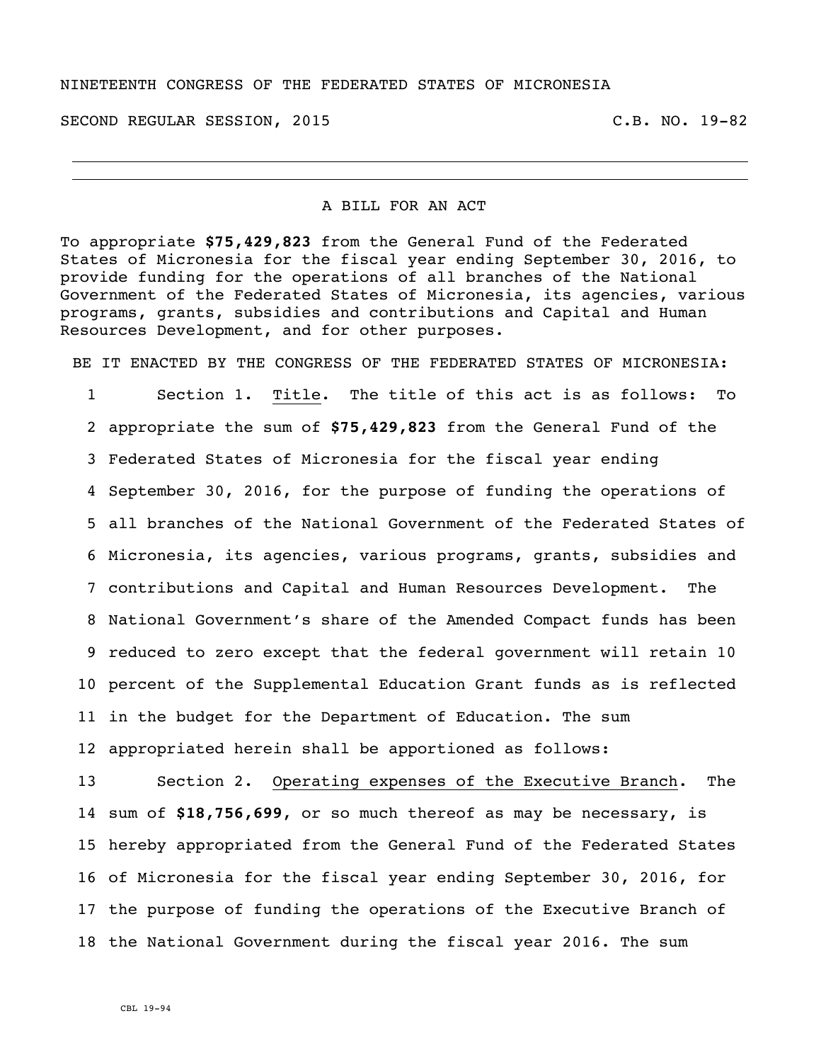NINETEENTH CONGRESS OF THE FEDERATED STATES OF MICRONESIA

SECOND REGULAR SESSION, 2015 C.B. NO. 19-82

---

A BILL FOR AN ACT

To appropriate **$75,429,823** from the General Fund of the Federated States of Micronesia for the fiscal year ending September 30, 2016, to provide funding for the operations of all branches of the National Government of the Federated States of Micronesia, its agencies, various programs, grants, subsidies and contributions and Capital and Human Resources Development, and for other purposes.

BE IT ENACTED BY THE CONGRESS OF THE FEDERATED STATES OF MICRONESIA:

1 Section 1. Title. The title of this act is as follows: To
2 appropriate the sum of **$75,429,823** from the General Fund of the
3 Federated States of Micronesia for the fiscal year ending
4 September 30, 2016, for the purpose of funding the operations of
5 all branches of the National Government of the Federated States of
6 Micronesia, its agencies, various programs, grants, subsidies and
7 contributions and Capital and Human Resources Development. The
8 National Government's share of the Amended Compact funds has been
9 reduced to zero except that the federal government will retain 10
10 percent of the Supplemental Education Grant funds as is reflected
11 in the budget for the Department of Education. The sum
12 appropriated herein shall be apportioned as follows:

13 Section 2. Operating expenses of the Executive Branch. The
14 sum of **$18,756,699**, or so much thereof as may be necessary, is
15 hereby appropriated from the General Fund of the Federated States
16 of Micronesia for the fiscal year ending September 30, 2016, for
17 the purpose of funding the operations of the Executive Branch of
18 the National Government during the fiscal year 2016. The sum

CBL 19-94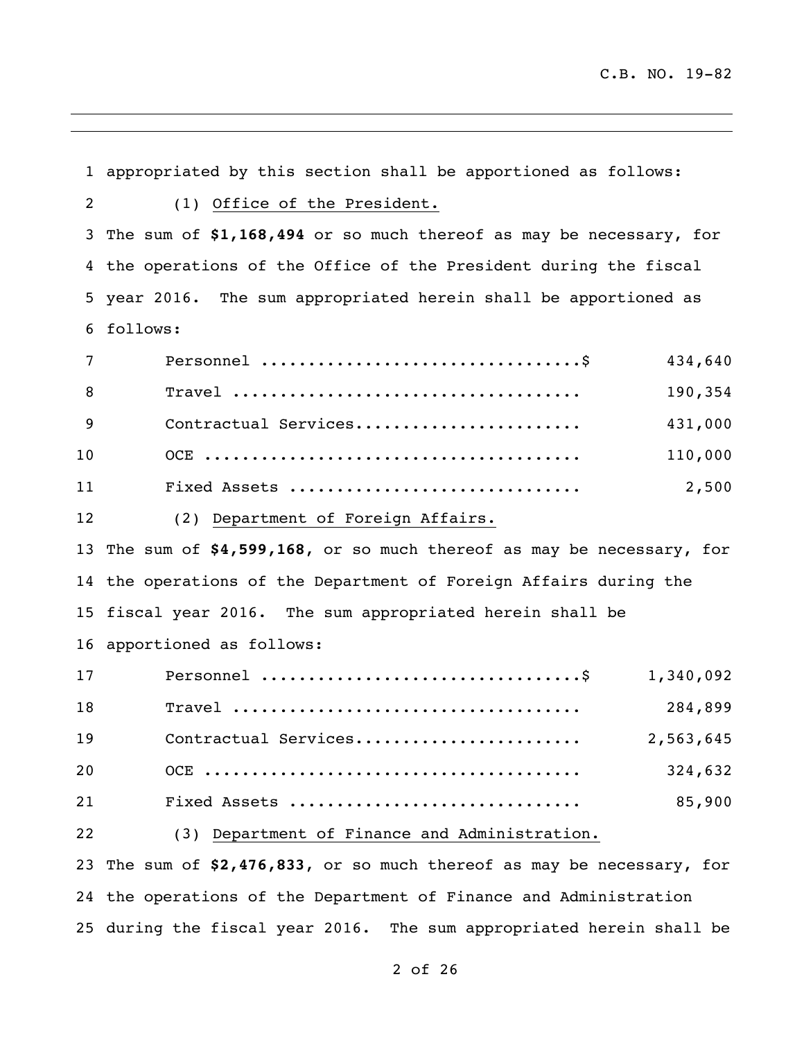appropriated by this section shall be apportioned as follows:

(1) Office of the President.

The sum of **$1,168,494** or so much thereof as may be necessary, for the operations of the Office of the President during the fiscal year 2016. The sum appropriated herein shall be apportioned as follows:

| | |
|---|---:|
| Personnel ..................................$ | 434,640 |
| Travel ..................................... | 190,354 |
| Contractual Services........................ | 431,000 |
| OCE ........................................ | 110,000 |
| Fixed Assets ............................... | 2,500 |

(2) Department of Foreign Affairs.

The sum of **$4,599,168**, or so much thereof as may be necessary, for the operations of the Department of Foreign Affairs during the fiscal year 2016. The sum appropriated herein shall be apportioned as follows:

| | |
|---|---:|
| Personnel ..................................$ | 1,340,092 |
| Travel ..................................... | 284,899 |
| Contractual Services........................ | 2,563,645 |
| OCE ........................................ | 324,632 |
| Fixed Assets ............................... | 85,900 |

(3) Department of Finance and Administration.

The sum of **$2,476,833**, or so much thereof as may be necessary, for the operations of the Department of Finance and Administration during the fiscal year 2016. The sum appropriated herein shall be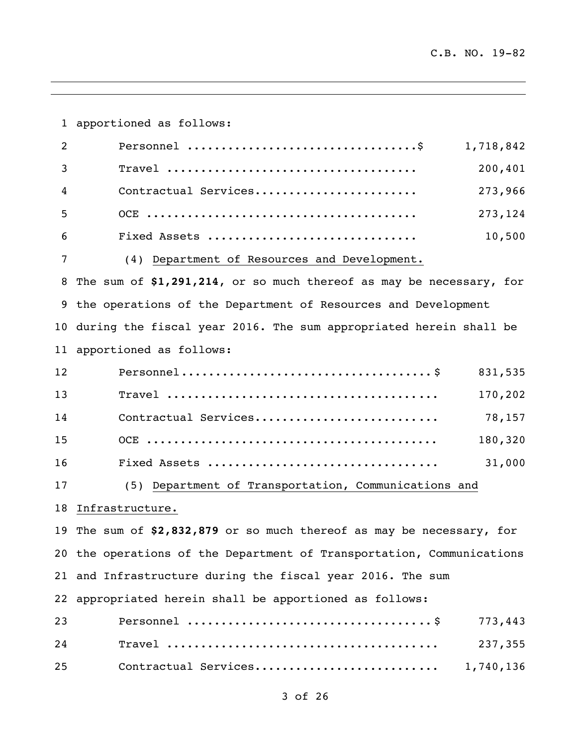apportioned as follows:

| | |
|---|---|
| Personnel ..................................$ | 1,718,842 |
| Travel .................................... | 200,401 |
| Contractual Services........................ | 273,966 |
| OCE ....................................... | 273,124 |
| Fixed Assets .............................. | 10,500 |

(4) Department of Resources and Development.

The sum of **$1,291,214**, or so much thereof as may be necessary, for the operations of the Department of Resources and Development during the fiscal year 2016. The sum appropriated herein shall be apportioned as follows:

| | |
|---|---|
| Personnel....................................$ | 831,535 |
| Travel ...................................... | 170,202 |
| Contractual Services.......................... | 78,157 |
| OCE .......................................... | 180,320 |
| Fixed Assets ................................ | 31,000 |

(5) Department of Transportation, Communications and Infrastructure.

The sum of **$2,832,879** or so much thereof as may be necessary, for the operations of the Department of Transportation, Communications and Infrastructure during the fiscal year 2016. The sum appropriated herein shall be apportioned as follows:

| | |
|---|---|
| Personnel ...................................$ | 773,443 |
| Travel ...................................... | 237,355 |
| Contractual Services.......................... | 1,740,136 |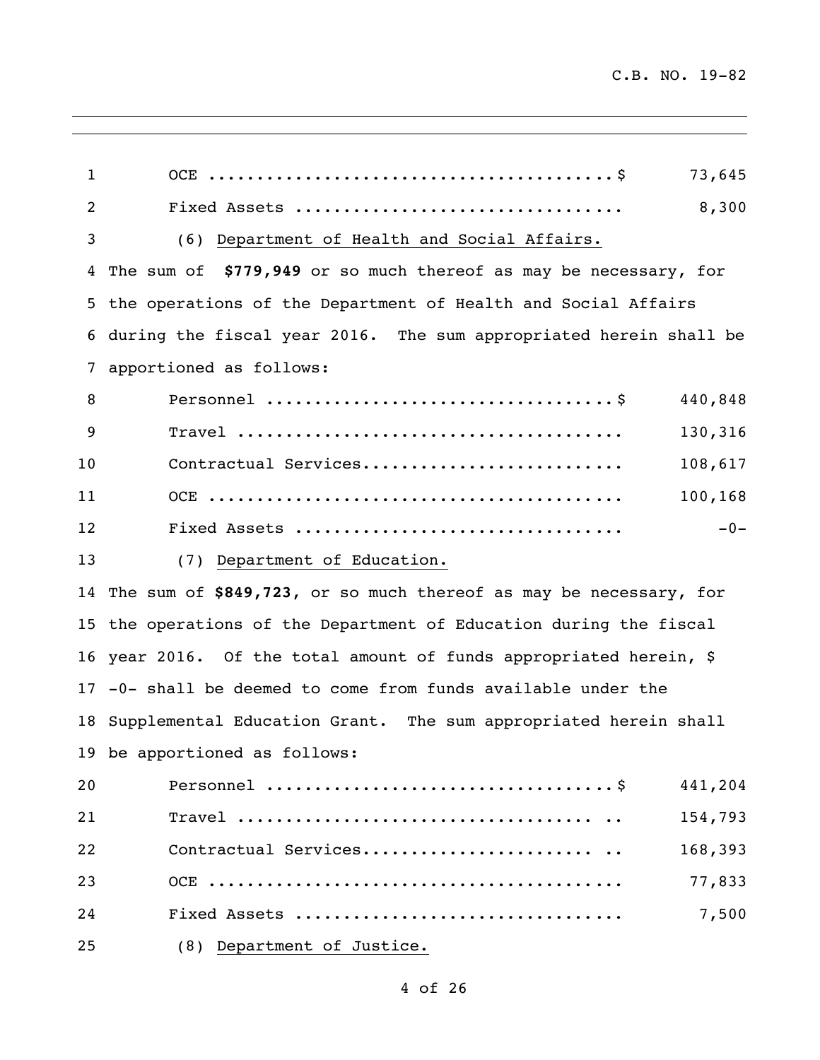| | |
|---|---|
| OCE ........................................$ | 73,645 |
| Fixed Assets ................................ | 8,300 |

(6) Department of Health and Social Affairs.

The sum of **$779,949** or so much thereof as may be necessary, for the operations of the Department of Health and Social Affairs during the fiscal year 2016. The sum appropriated herein shall be apportioned as follows:

| | |
|---|---|
| Personnel ..................................$ | 440,848 |
| Travel ...................................... | 130,316 |
| Contractual Services.......................... | 108,617 |
| OCE ......................................... | 100,168 |
| Fixed Assets ................................ | -0- |

(7) Department of Education.

The sum of **$849,723**, or so much thereof as may be necessary, for the operations of the Department of Education during the fiscal year 2016. Of the total amount of funds appropriated herein, $ -0- shall be deemed to come from funds available under the Supplemental Education Grant. The sum appropriated herein shall be apportioned as follows:

| | |
|---|---|
| Personnel ..................................$ | 441,204 |
| Travel .................................... .. | 154,793 |
| Contractual Services....................... .. | 168,393 |
| OCE ......................................... | 77,833 |
| Fixed Assets ................................ | 7,500 |

(8) Department of Justice.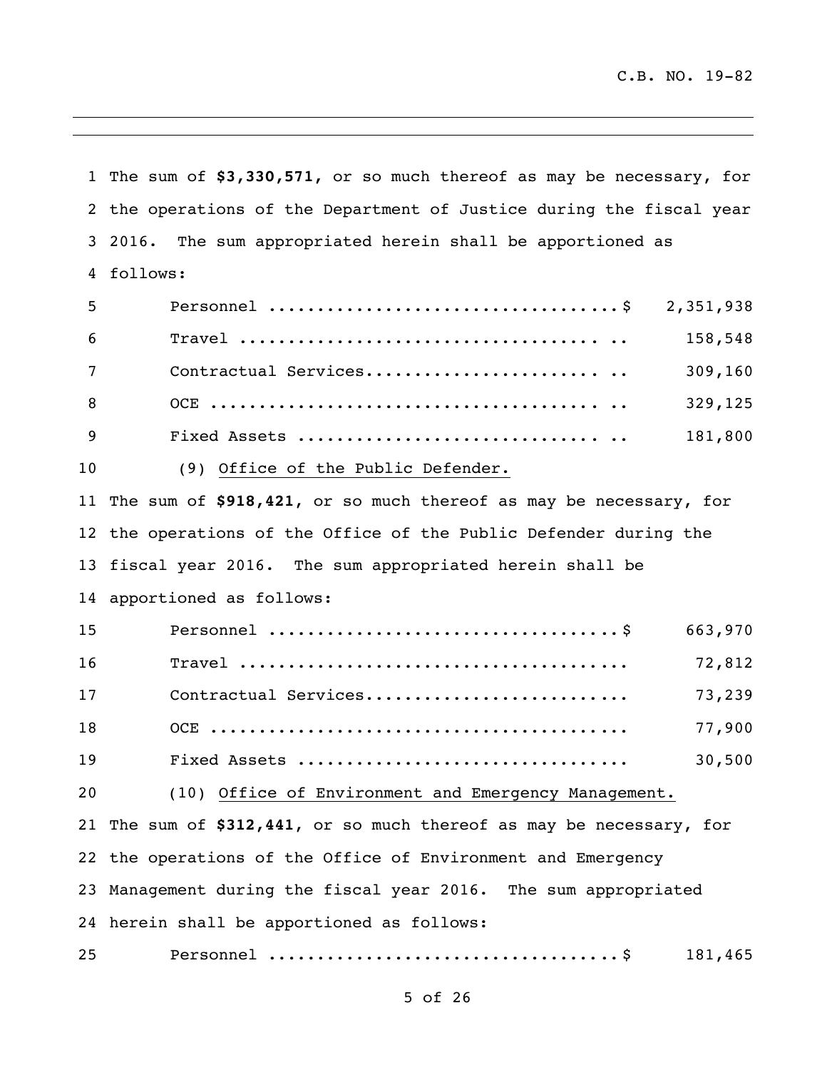The sum of **$3,330,571**, or so much thereof as may be necessary, for the operations of the Department of Justice during the fiscal year 2016. The sum appropriated herein shall be apportioned as follows:

| | |
|---|---|
| Personnel ....................................$ | 2,351,938 |
| Travel ....................................... .. | 158,548 |
| Contractual Services........................ .. | 309,160 |
| OCE .......................................... .. | 329,125 |
| Fixed Assets ............................... .. | 181,800 |

(9) Office of the Public Defender.

The sum of **$918,421**, or so much thereof as may be necessary, for the operations of the Office of the Public Defender during the fiscal year 2016. The sum appropriated herein shall be apportioned as follows:

| | |
|---|---|
| Personnel ....................................$ | 663,970 |
| Travel ....................................... | 72,812 |
| Contractual Services........................... | 73,239 |
| OCE .......................................... | 77,900 |
| Fixed Assets ................................. | 30,500 |

(10) Office of Environment and Emergency Management.

The sum of **$312,441**, or so much thereof as may be necessary, for the operations of the Office of Environment and Emergency Management during the fiscal year 2016. The sum appropriated herein shall be apportioned as follows:

| | |
|---|---|
| Personnel ....................................$ | 181,465 |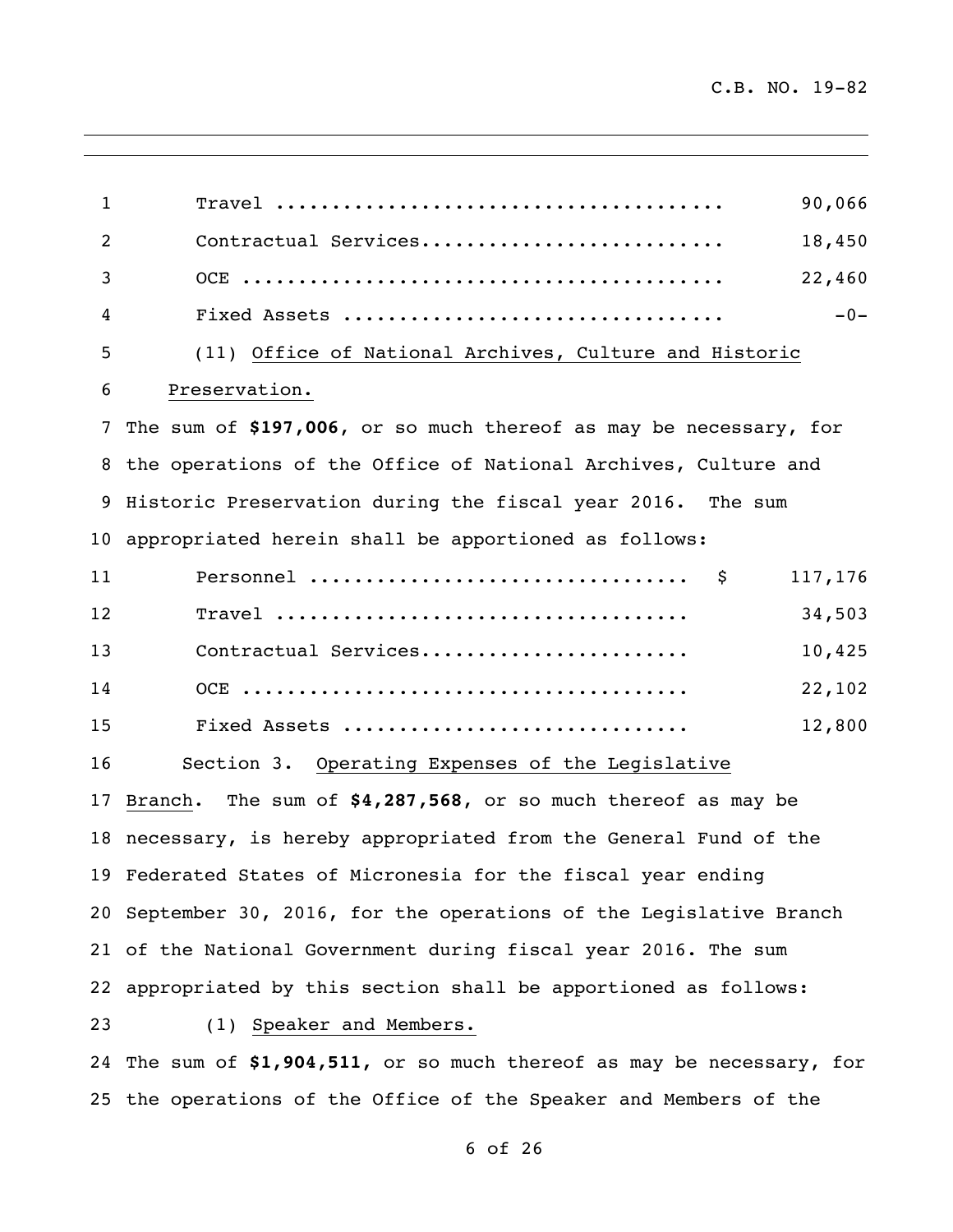| | |
|---|---|
| Travel | 90,066 |
| Contractual Services | 18,450 |
| OCE | 22,460 |
| Fixed Assets | -0- |

(11) Office of National Archives, Culture and Historic Preservation.

The sum of **$197,006**, or so much thereof as may be necessary, for the operations of the Office of National Archives, Culture and Historic Preservation during the fiscal year 2016. The sum appropriated herein shall be apportioned as follows:

| | |
|---|---|
| Personnel | $ 117,176 |
| Travel | 34,503 |
| Contractual Services | 10,425 |
| OCE | 22,102 |
| Fixed Assets | 12,800 |

Section 3. Operating Expenses of the Legislative Branch. The sum of **$4,287,568**, or so much thereof as may be necessary, is hereby appropriated from the General Fund of the Federated States of Micronesia for the fiscal year ending September 30, 2016, for the operations of the Legislative Branch of the National Government during fiscal year 2016. The sum appropriated by this section shall be apportioned as follows:

(1) Speaker and Members.

The sum of **$1,904,511**, or so much thereof as may be necessary, for the operations of the Office of the Speaker and Members of the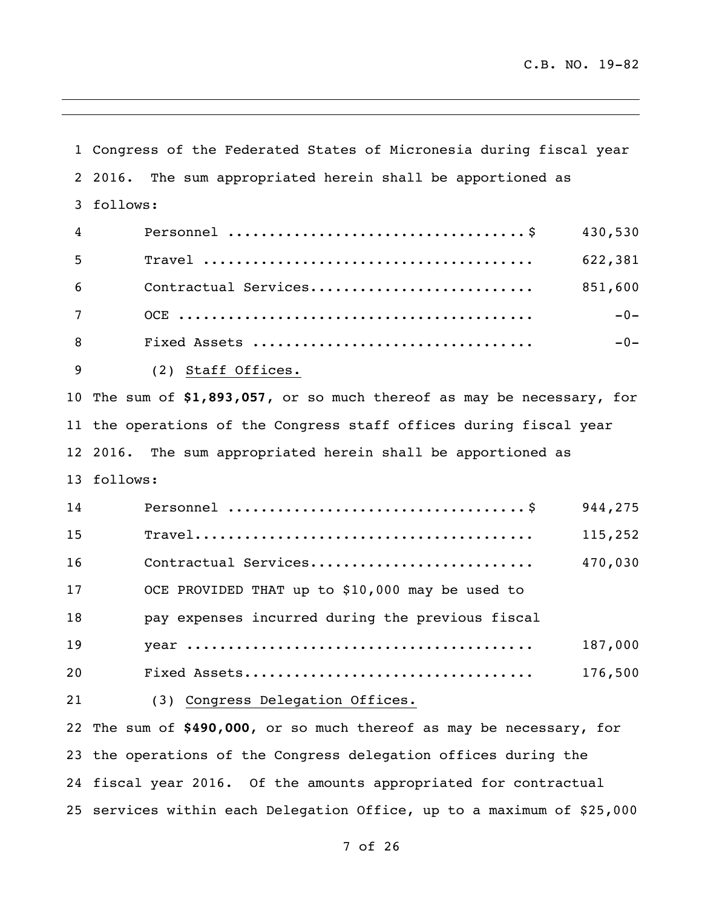Congress of the Federated States of Micronesia during fiscal year 2016. The sum appropriated herein shall be apportioned as follows:

| | |
|---|---|
| Personnel ....................................$ | 430,530 |
| Travel ....................................... | 622,381 |
| Contractual Services.......................... | 851,600 |
| OCE .......................................... | -0- |
| Fixed Assets ................................. | -0- |

(2) Staff Offices.

The sum of **$1,893,057**, or so much thereof as may be necessary, for the operations of the Congress staff offices during fiscal year 2016. The sum appropriated herein shall be apportioned as follows:

| | |
|---|---|
| Personnel ....................................$ | 944,275 |
| Travel........................................ | 115,252 |
| Contractual Services.......................... | 470,030 |
| OCE PROVIDED THAT up to $10,000 may be used to pay expenses incurred during the previous fiscal year ......................................... | 187,000 |
| Fixed Assets.................................. | 176,500 |

(3) Congress Delegation Offices.

The sum of **$490,000**, or so much thereof as may be necessary, for the operations of the Congress delegation offices during the fiscal year 2016. Of the amounts appropriated for contractual services within each Delegation Office, up to a maximum of $25,000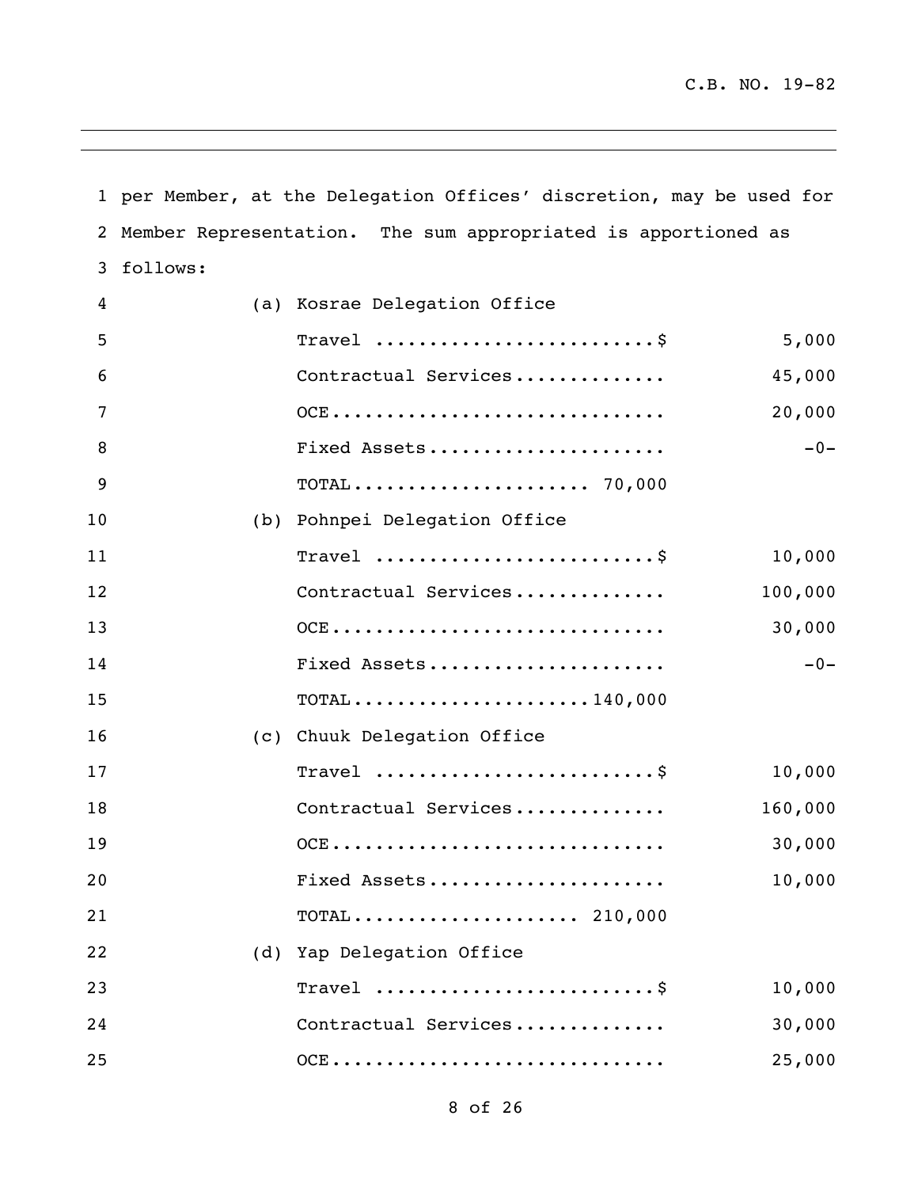per Member, at the Delegation Offices' discretion, may be used for Member Representation. The sum appropriated is apportioned as follows:

(a) Kosrae Delegation Office

| | | |
|---|---|---|
| Travel .........................$ | | 5,000 |
| Contractual Services............. | | 45,000 |
| OCE.............................. | | 20,000 |
| Fixed Assets..................... | | -0- |
| TOTAL..................... 70,000 | | |

(b) Pohnpei Delegation Office

| | | |
|---|---|---|
| Travel .........................$ | | 10,000 |
| Contractual Services............. | | 100,000 |
| OCE.............................. | | 30,000 |
| Fixed Assets..................... | | -0- |
| TOTAL.....................140,000 | | |

(c) Chuuk Delegation Office

| | | |
|---|---|---|
| Travel .........................$ | | 10,000 |
| Contractual Services............. | | 160,000 |
| OCE.............................. | | 30,000 |
| Fixed Assets..................... | | 10,000 |
| TOTAL.................... 210,000 | | |

(d) Yap Delegation Office

| | | |
|---|---|---|
| Travel .........................$ | | 10,000 |
| Contractual Services............. | | 30,000 |
| OCE.............................. | | 25,000 |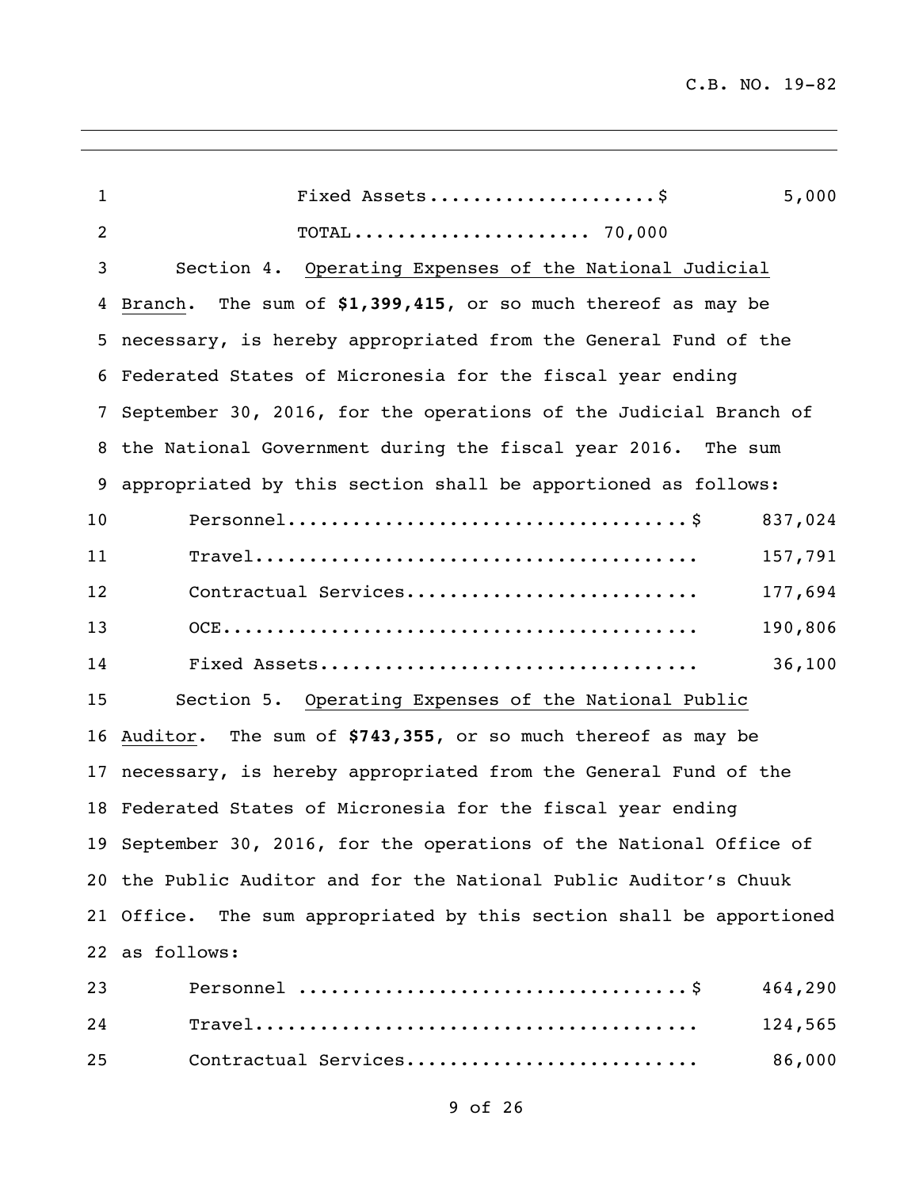| | |
|---|---|
| Fixed Assets....................$ | 5,000 |
| TOTAL..................... 70,000 | |

Section 4. Operating Expenses of the National Judicial Branch. The sum of **$1,399,415**, or so much thereof as may be necessary, is hereby appropriated from the General Fund of the Federated States of Micronesia for the fiscal year ending September 30, 2016, for the operations of the Judicial Branch of the National Government during the fiscal year 2016. The sum appropriated by this section shall be apportioned as follows:

| | |
|---|---|
| Personnel....................................$ | 837,024 |
| Travel........................................ | 157,791 |
| Contractual Services.......................... | 177,694 |
| OCE........................................... | 190,806 |
| Fixed Assets.................................. | 36,100 |

Section 5. Operating Expenses of the National Public Auditor. The sum of **$743,355**, or so much thereof as may be necessary, is hereby appropriated from the General Fund of the Federated States of Micronesia for the fiscal year ending September 30, 2016, for the operations of the National Office of the Public Auditor and for the National Public Auditor's Chuuk Office. The sum appropriated by this section shall be apportioned as follows:

| | |
|---|---|
| Personnel ...................................$ | 464,290 |
| Travel........................................ | 124,565 |
| Contractual Services.......................... | 86,000 |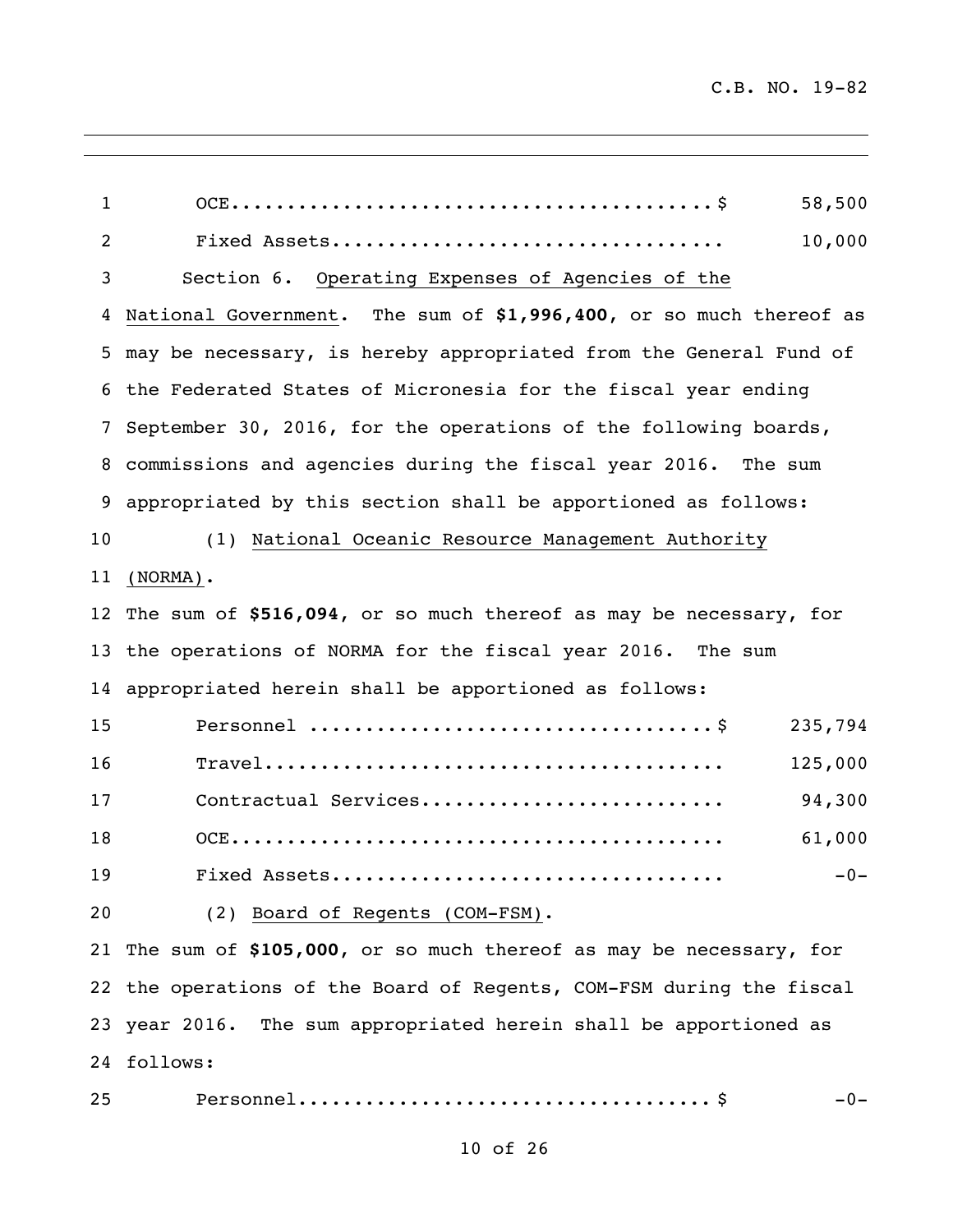| | |
|---|---|
| OCE.......................................$ | 58,500 |
| Fixed Assets................................ | 10,000 |

Section 6. Operating Expenses of Agencies of the National Government. The sum of **$1,996,400**, or so much thereof as may be necessary, is hereby appropriated from the General Fund of the Federated States of Micronesia for the fiscal year ending September 30, 2016, for the operations of the following boards, commissions and agencies during the fiscal year 2016. The sum appropriated by this section shall be apportioned as follows:

(1) National Oceanic Resource Management Authority (NORMA).

The sum of **$516,094**, or so much thereof as may be necessary, for the operations of NORMA for the fiscal year 2016. The sum appropriated herein shall be apportioned as follows:

| | |
|---|---|
| Personnel ..................................$ | 235,794 |
| Travel...................................... | 125,000 |
| Contractual Services........................ | 94,300 |
| OCE......................................... | 61,000 |
| Fixed Assets................................ | -0- |

(2) Board of Regents (COM-FSM).

The sum of **$105,000**, or so much thereof as may be necessary, for the operations of the Board of Regents, COM-FSM during the fiscal year 2016. The sum appropriated herein shall be apportioned as follows:

| | |
|---|---|
| Personnel..................................$ | -0- |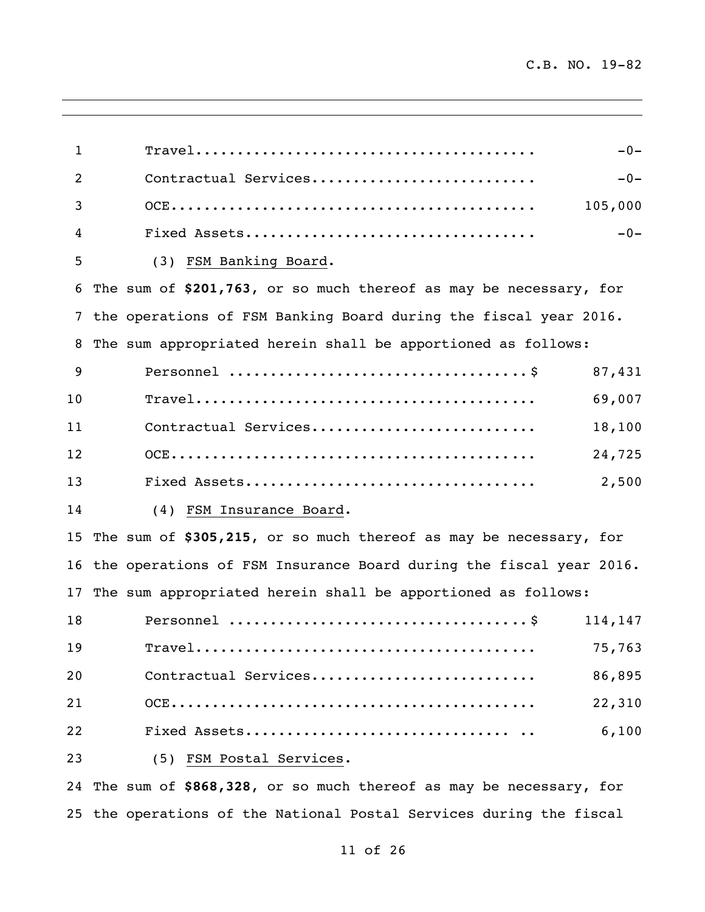| | |
|---|---|
| Travel........................................ | -0- |
| Contractual Services.......................... | -0- |
| OCE........................................... | 105,000 |
| Fixed Assets.................................. | -0- |

(3) FSM Banking Board.

The sum of **$201,763**, or so much thereof as may be necessary, for the operations of FSM Banking Board during the fiscal year 2016. The sum appropriated herein shall be apportioned as follows:

| | |
|---|---|
| Personnel ..................................$ | 87,431 |
| Travel........................................ | 69,007 |
| Contractual Services.......................... | 18,100 |
| OCE........................................... | 24,725 |
| Fixed Assets.................................. | 2,500 |

(4) FSM Insurance Board.

The sum of **$305,215**, or so much thereof as may be necessary, for the operations of FSM Insurance Board during the fiscal year 2016. The sum appropriated herein shall be apportioned as follows:

| | |
|---|---|
| Personnel ..................................$ | 114,147 |
| Travel........................................ | 75,763 |
| Contractual Services.......................... | 86,895 |
| OCE........................................... | 22,310 |
| Fixed Assets............................... .. | 6,100 |

(5) FSM Postal Services.

The sum of **$868,328**, or so much thereof as may be necessary, for the operations of the National Postal Services during the fiscal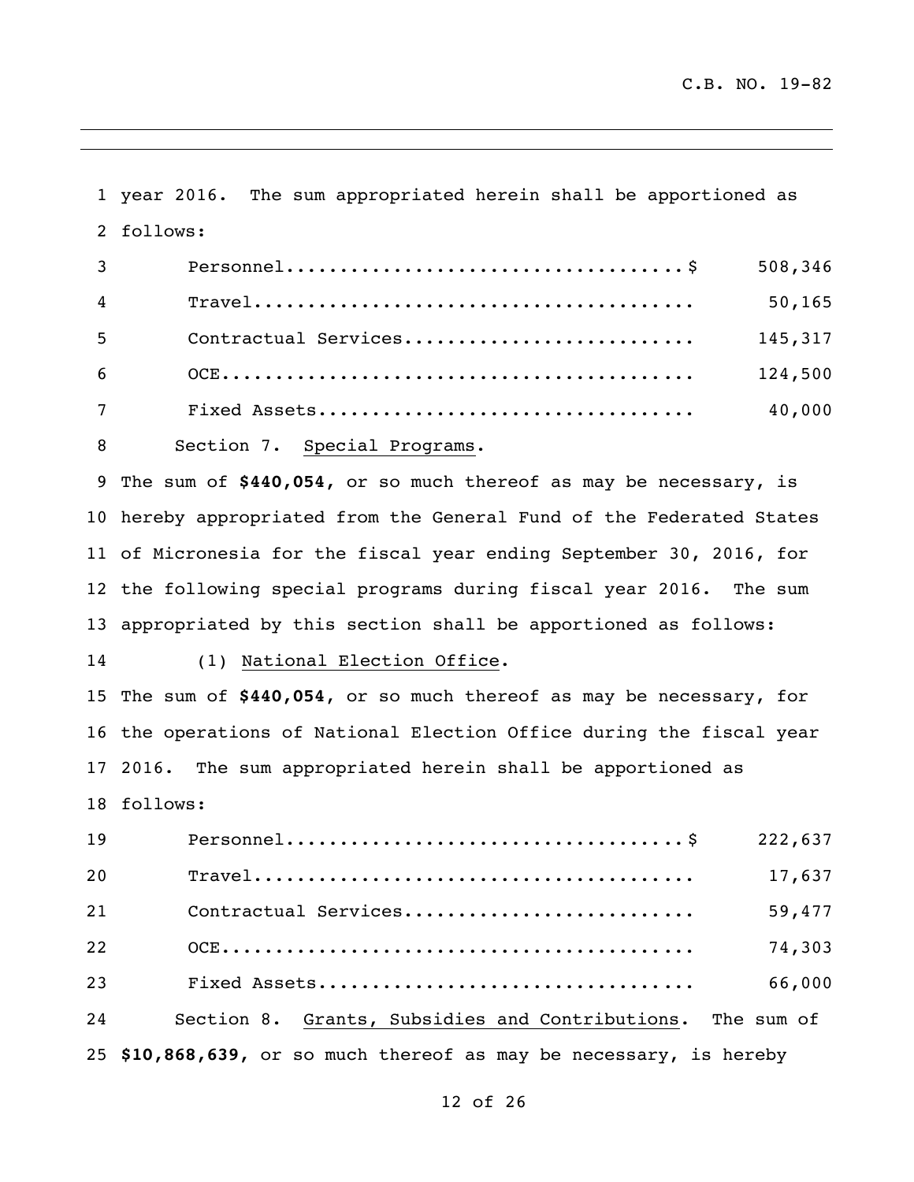year 2016. The sum appropriated herein shall be apportioned as follows:

| | |
|---|---|
| Personnel....................................$ | 508,346 |
| Travel........................................ | 50,165 |
| Contractual Services.......................... | 145,317 |
| OCE........................................... | 124,500 |
| Fixed Assets.................................. | 40,000 |

Section 7. Special Programs.

The sum of **$440,054**, or so much thereof as may be necessary, is hereby appropriated from the General Fund of the Federated States of Micronesia for the fiscal year ending September 30, 2016, for the following special programs during fiscal year 2016. The sum appropriated by this section shall be apportioned as follows:

(1) National Election Office.

The sum of **$440,054**, or so much thereof as may be necessary, for the operations of National Election Office during the fiscal year 2016. The sum appropriated herein shall be apportioned as follows:

| | |
|---|---|
| Personnel....................................$ | 222,637 |
| Travel........................................ | 17,637 |
| Contractual Services.......................... | 59,477 |
| OCE........................................... | 74,303 |
| Fixed Assets.................................. | 66,000 |

Section 8. Grants, Subsidies and Contributions. The sum of **$10,868,639**, or so much thereof as may be necessary, is hereby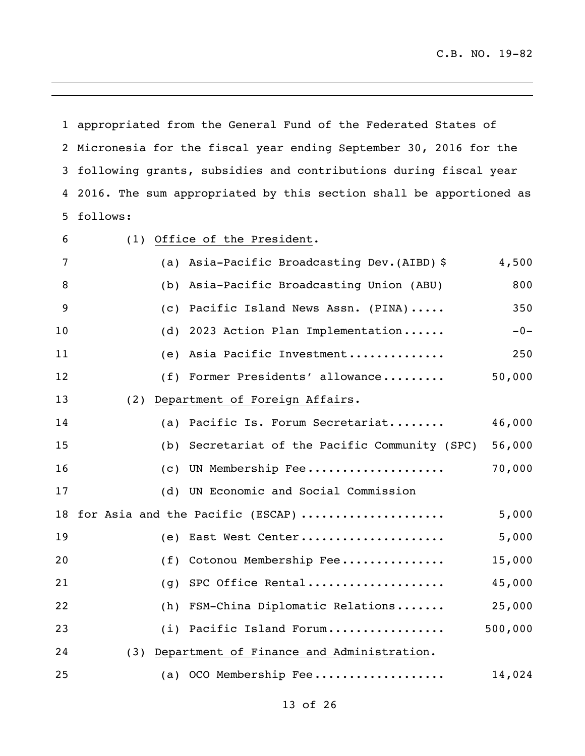appropriated from the General Fund of the Federated States of Micronesia for the fiscal year ending September 30, 2016 for the following grants, subsidies and contributions during fiscal year 2016. The sum appropriated by this section shall be apportioned as follows:

(1) Office of the President.

| | |
|---|---:|
| (a) Asia-Pacific Broadcasting Dev.(AIBD) $ | 4,500 |
| (b) Asia-Pacific Broadcasting Union (ABU) | 800 |
| (c) Pacific Island News Assn. (PINA)..... | 350 |
| (d) 2023 Action Plan Implementation...... | -0- |
| (e) Asia Pacific Investment.............. | 250 |
| (f) Former Presidents' allowance......... | 50,000 |

(2) Department of Foreign Affairs.

| | |
|---|---:|
| (a) Pacific Is. Forum Secretariat........ | 46,000 |
| (b) Secretariat of the Pacific Community (SPC) | 56,000 |
| (c) UN Membership Fee.................... | 70,000 |
| (d) UN Economic and Social Commission for Asia and the Pacific (ESCAP) .................... | 5,000 |
| (e) East West Center..................... | 5,000 |
| (f) Cotonou Membership Fee............... | 15,000 |
| (g) SPC Office Rental.................... | 45,000 |
| (h) FSM-China Diplomatic Relations....... | 25,000 |
| (i) Pacific Island Forum................. | 500,000 |

(3) Department of Finance and Administration.

| | |
|---|---:|
| (a) OCO Membership Fee................... | 14,024 |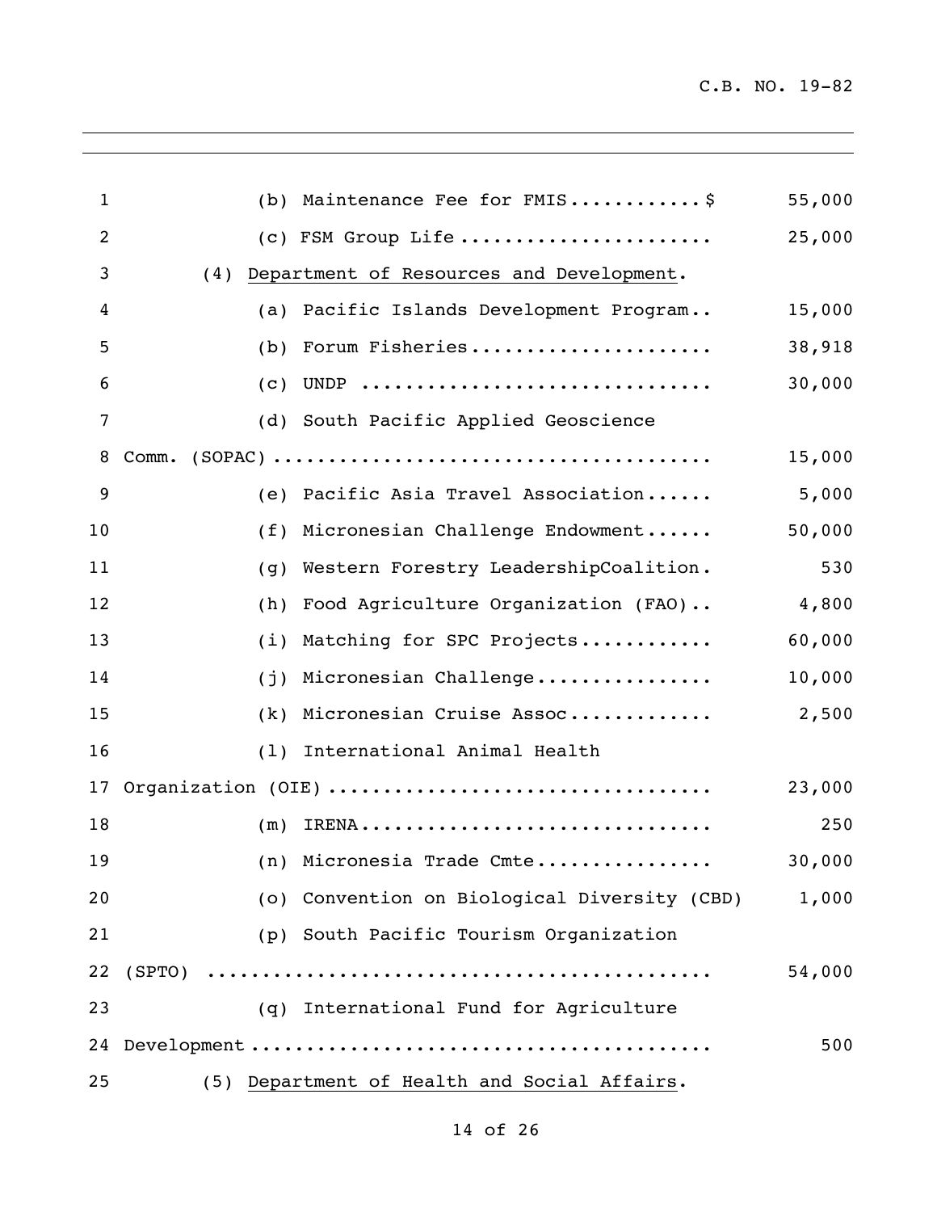(b) Maintenance Fee for FMIS............$ 55,000

(c) FSM Group Life ...................... 25,000

(4) Department of Resources and Development.

(a) Pacific Islands Development Program.. 15,000

(b) Forum Fisheries..................... 38,918

(c) UNDP ............................... 30,000

(d) South Pacific Applied Geoscience Comm. (SOPAC) ....................................... 15,000

(e) Pacific Asia Travel Association...... 5,000

(f) Micronesian Challenge Endowment...... 50,000

(g) Western Forestry LeadershipCoalition. 530

(h) Food Agriculture Organization (FAO).. 4,800

(i) Matching for SPC Projects............ 60,000

(j) Micronesian Challenge................ 10,000

(k) Micronesian Cruise Assoc............. 2,500

(l) International Animal Health Organization (OIE) .................................. 23,000

(m) IRENA............................... 250

(n) Micronesia Trade Cmte................ 30,000

(o) Convention on Biological Diversity (CBD) 1,000

(p) South Pacific Tourism Organization (SPTO) ............................................. 54,000

(q) International Fund for Agriculture Development ......................................... 500

(5) Department of Health and Social Affairs.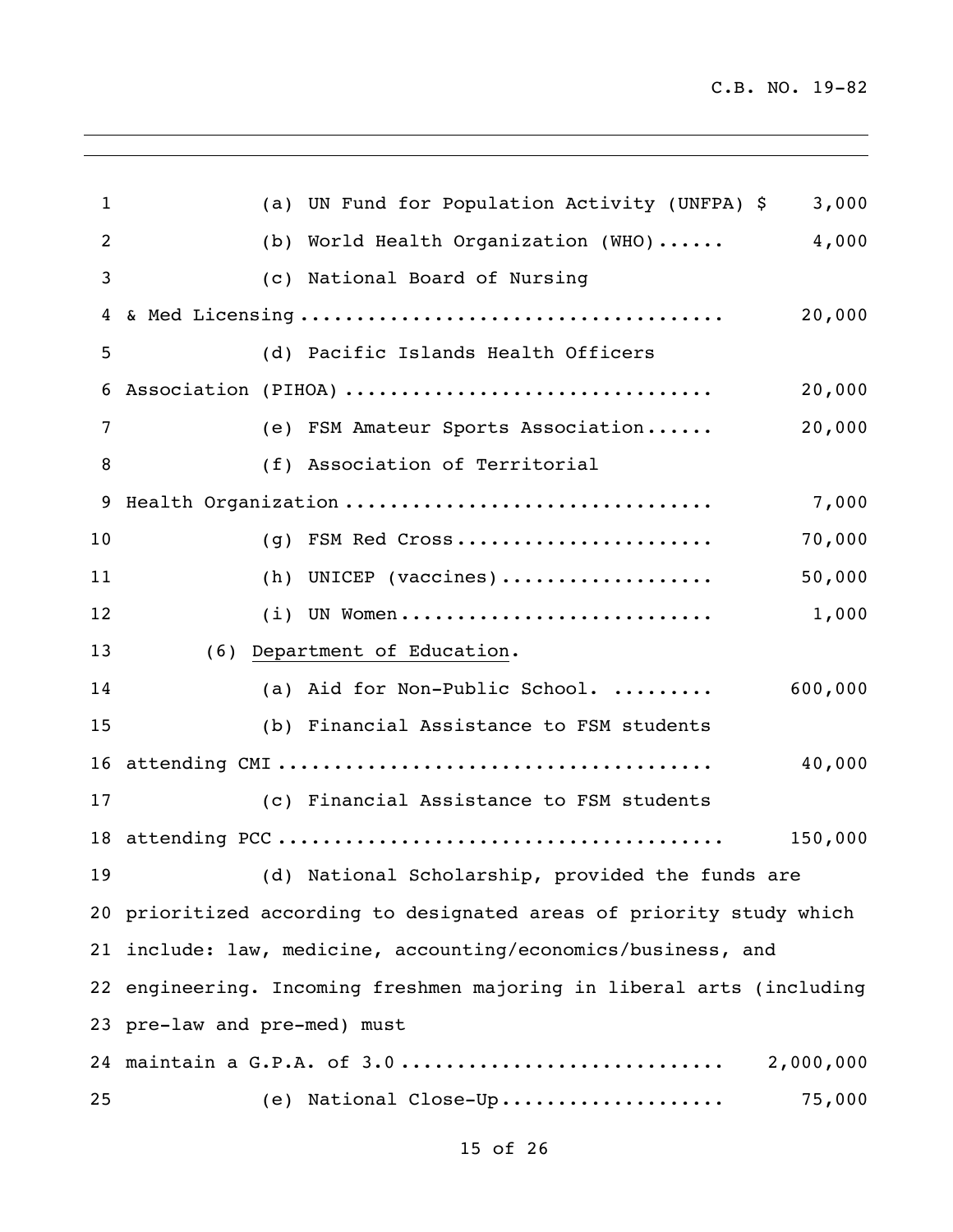(a) UN Fund for Population Activity (UNFPA) $ 3,000

(b) World Health Organization (WHO)...... 4,000

(c) National Board of Nursing & Med Licensing .................................... 20,000

(d) Pacific Islands Health Officers Association (PIHOA) ................................ 20,000

(e) FSM Amateur Sports Association...... 20,000

(f) Association of Territorial Health Organization ................................ 7,000

(g) FSM Red Cross...................... 70,000

(h) UNICEP (vaccines).................. 50,000

(i) UN Women........................... 1,000

(6) Department of Education.

(a) Aid for Non-Public School. ......... 600,000

(b) Financial Assistance to FSM students attending CMI ..................................... 40,000

(c) Financial Assistance to FSM students attending PCC ...................................... 150,000

(d) National Scholarship, provided the funds are prioritized according to designated areas of priority study which include: law, medicine, accounting/economics/business, and engineering. Incoming freshmen majoring in liberal arts (including pre-law and pre-med) must maintain a G.P.A. of 3.0 ........................... 2,000,000

(e) National Close-Up................... 75,000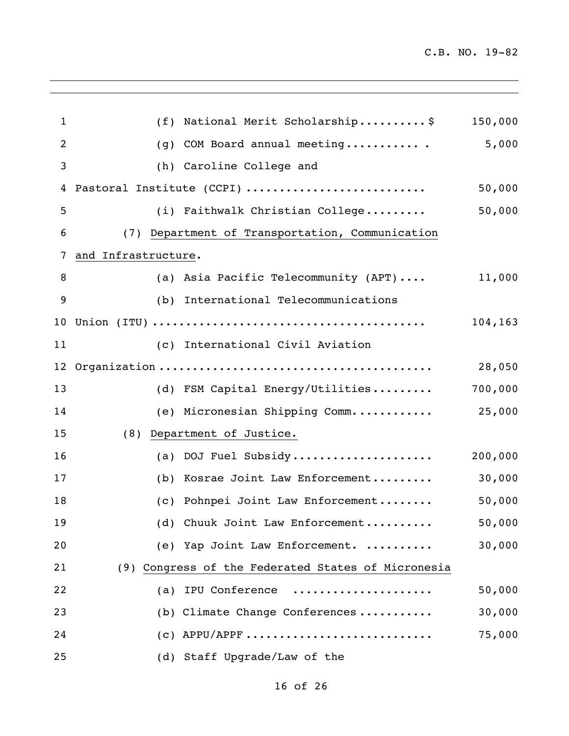(f) National Merit Scholarship..........$ 150,000

(g) COM Board annual meeting........... . 5,000

(h) Caroline College and Pastoral Institute (CCPI) .......................... 50,000

(i) Faithwalk Christian College......... 50,000

(7) Department of Transportation, Communication and Infrastructure.

(a) Asia Pacific Telecommunity (APT).... 11,000

(b) International Telecommunications Union (ITU) ...................................... 104,163

(c) International Civil Aviation Organization ....................................... 28,050

(d) FSM Capital Energy/Utilities......... 700,000

(e) Micronesian Shipping Comm............ 25,000

(8) Department of Justice.

(a) DOJ Fuel Subsidy..................... 200,000

(b) Kosrae Joint Law Enforcement......... 30,000

(c) Pohnpei Joint Law Enforcement........ 50,000

(d) Chuuk Joint Law Enforcement.......... 50,000

(e) Yap Joint Law Enforcement. .......... 30,000

(9) Congress of the Federated States of Micronesia

(a) IPU Conference ..................... 50,000

(b) Climate Change Conferences........... 30,000

(c) APPU/APPF ........................... 75,000

(d) Staff Upgrade/Law of the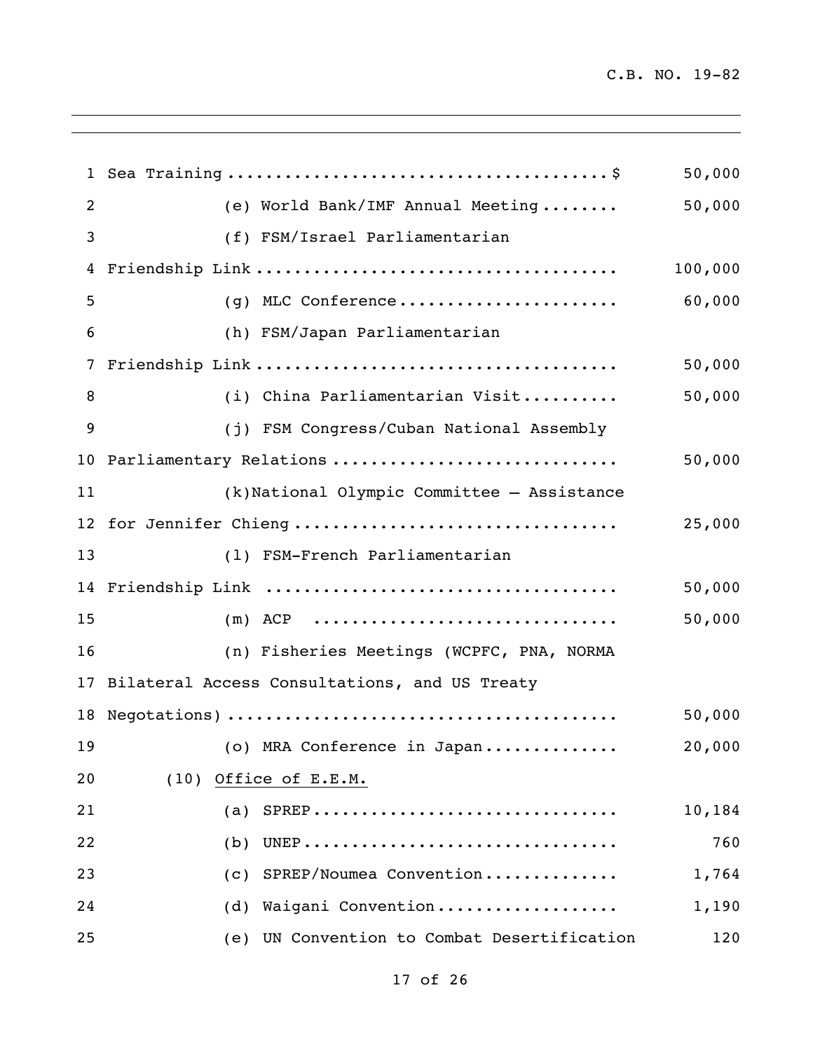Sea Training ........................................$ 50,000

(e) World Bank/IMF Annual Meeting ........ 50,000

(f) FSM/Israel Parliamentarian Friendship Link ..................................... 100,000

(g) MLC Conference....................... 60,000

(h) FSM/Japan Parliamentarian Friendship Link ..................................... 50,000

(i) China Parliamentarian Visit.......... 50,000

(j) FSM Congress/Cuban National Assembly Parliamentary Relations ............................. 50,000

(k)National Olympic Committee – Assistance for Jennifer Chieng ................................. 25,000

(l) FSM-French Parliamentarian Friendship Link .................................... 50,000

(m) ACP ............................... 50,000

(n) Fisheries Meetings (WCPFC, PNA, NORMA Bilateral Access Consultations, and US Treaty Negotiations) ........................................ 50,000

(o) MRA Conference in Japan.............. 20,000

(10) <u>Office of E.E.M.</u>

(a) SPREP............................... 10,184

(b) UNEP................................ 760

(c) SPREP/Noumea Convention.............. 1,764

(d) Waigani Convention................... 1,190

(e) UN Convention to Combat Desertification 120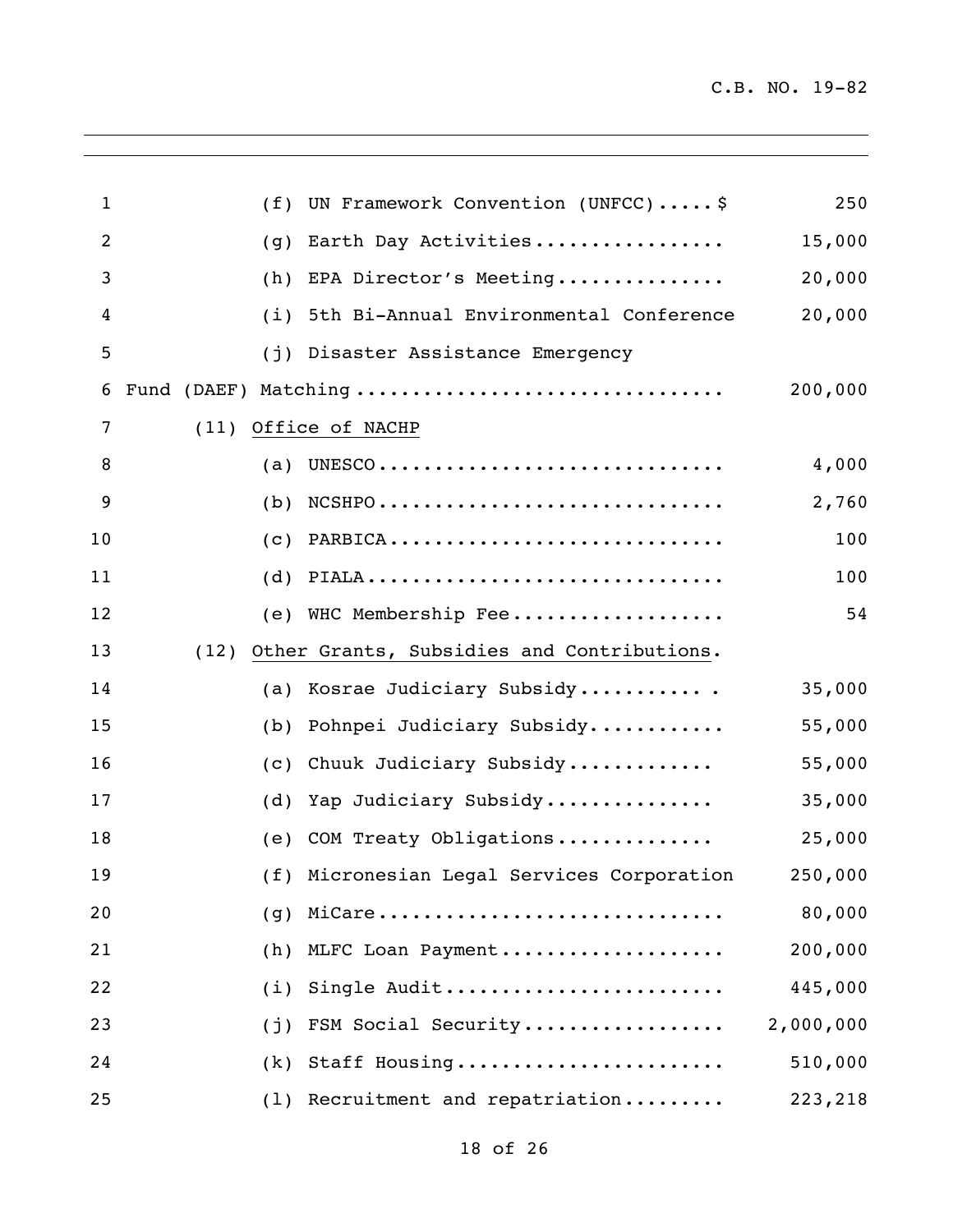(f) UN Framework Convention (UNFCC).....$ 250

(g) Earth Day Activities................. 15,000

(h) EPA Director's Meeting............... 20,000

(i) 5th Bi-Annual Environmental Conference 20,000

(j) Disaster Assistance Emergency Fund (DAEF) Matching................................ 200,000

(11) Office of NACHP

(a) UNESCO............................... 4,000

(b) NCSHPO............................... 2,760

(c) PARBICA.............................. 100

(d) PIALA................................ 100

(e) WHC Membership Fee................... 54

(12) Other Grants, Subsidies and Contributions.

(a) Kosrae Judiciary Subsidy........... . 35,000

(b) Pohnpei Judiciary Subsidy............ 55,000

(c) Chuuk Judiciary Subsidy............. 55,000

(d) Yap Judiciary Subsidy............... 35,000

(e) COM Treaty Obligations.............. 25,000

(f) Micronesian Legal Services Corporation 250,000

(g) MiCare.............................. 80,000

(h) MLFC Loan Payment.................... 200,000

(i) Single Audit........................ 445,000

(j) FSM Social Security................. 2,000,000

(k) Staff Housing....................... 510,000

(l) Recruitment and repatriation......... 223,218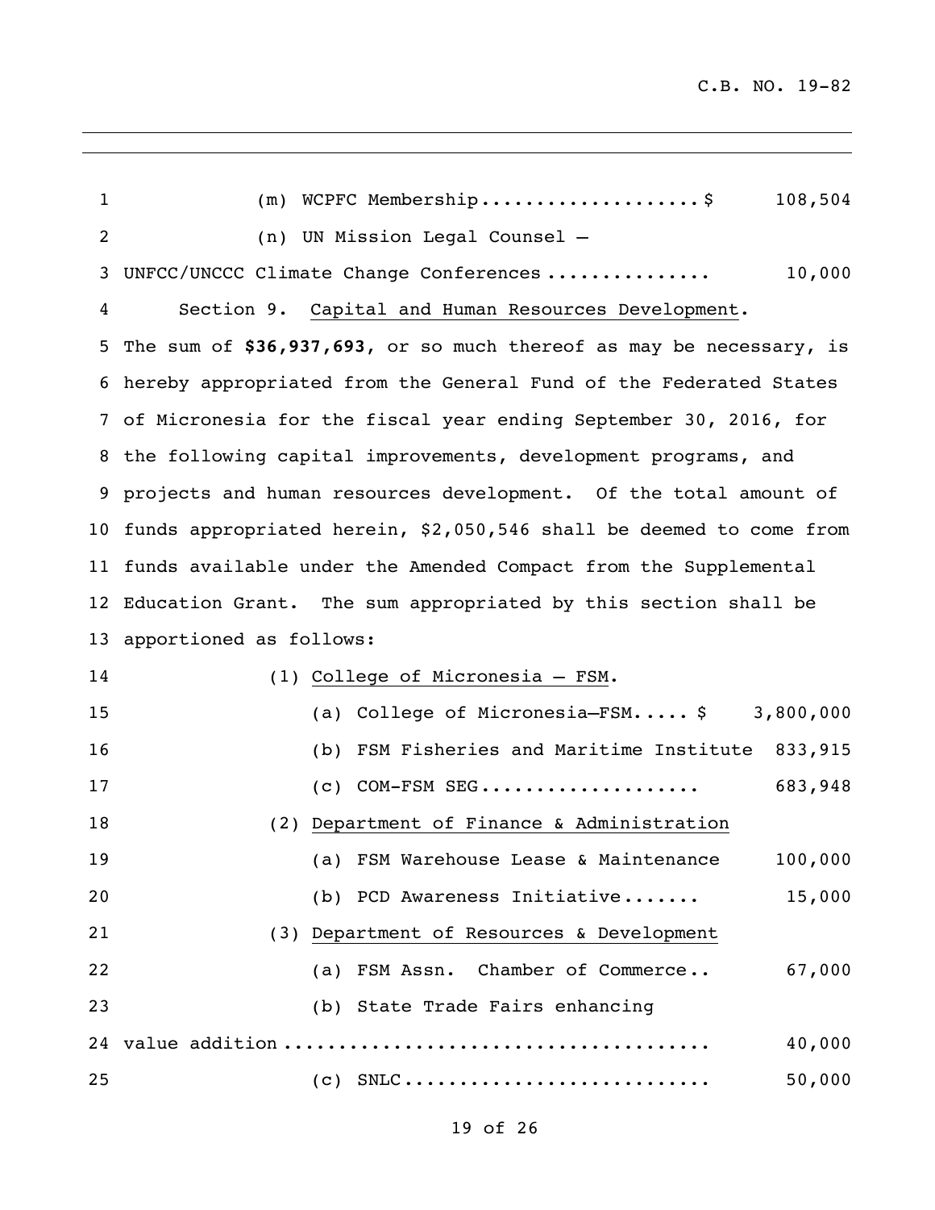(m) WCPFC Membership...................$ 108,504

(n) UN Mission Legal Counsel –
UNFCC/UNCCC Climate Change Conferences .............. 10,000

Section 9. Capital and Human Resources Development.
The sum of **$36,937,693**, or so much thereof as may be necessary, is hereby appropriated from the General Fund of the Federated States of Micronesia for the fiscal year ending September 30, 2016, for the following capital improvements, development programs, and projects and human resources development. Of the total amount of funds appropriated herein, $2,050,546 shall be deemed to come from funds available under the Amended Compact from the Supplemental Education Grant. The sum appropriated by this section shall be apportioned as follows:

(1) College of Micronesia – FSM.

(a) College of Micronesia–FSM..... $ 3,800,000

(b) FSM Fisheries and Maritime Institute 833,915

(c) COM-FSM SEG................... 683,948

(2) Department of Finance & Administration

(a) FSM Warehouse Lease & Maintenance 100,000

(b) PCD Awareness Initiative....... 15,000

(3) Department of Resources & Development

(a) FSM Assn. Chamber of Commerce.. 67,000

(b) State Trade Fairs enhancing
value addition ..................................... 40,000

(c) SNLC........................... 50,000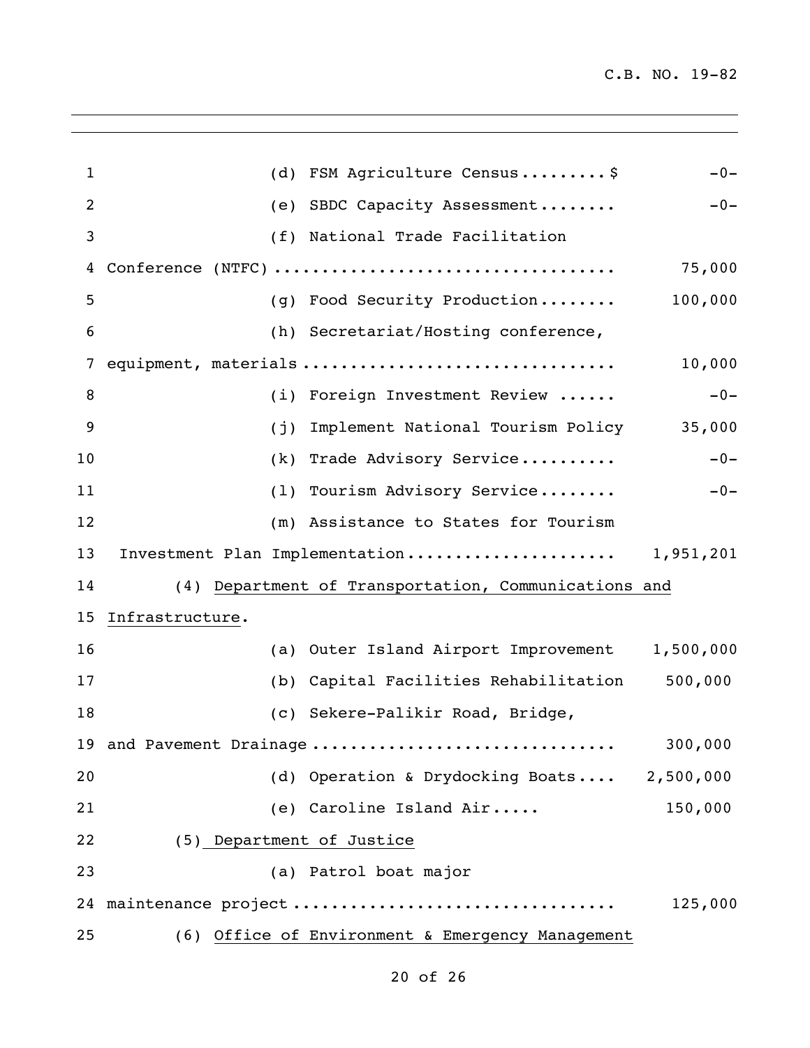(d) FSM Agriculture Census.........$ -0-

(e) SBDC Capacity Assessment........ -0-

(f) National Trade Facilitation Conference (NTFC)................................... 75,000

(g) Food Security Production........ 100,000

(h) Secretariat/Hosting conference, equipment, materials................................ 10,000

(i) Foreign Investment Review ...... -0-

(j) Implement National Tourism Policy 35,000

(k) Trade Advisory Service.......... -0-

(l) Tourism Advisory Service........ -0-

(m) Assistance to States for Tourism Investment Plan Implementation..................... 1,951,201

(4) <u>Department of Transportation, Communications and Infrastructure</u>.

(a) Outer Island Airport Improvement 1,500,000

(b) Capital Facilities Rehabilitation 500,000

(c) Sekere-Palikir Road, Bridge, and Pavement Drainage............................... 300,000

(d) Operation & Drydocking Boats.... 2,500,000

(e) Caroline Island Air..... 150,000

(5) <u>Department of Justice</u>

(a) Patrol boat major maintenance project................................ 125,000

(6) <u>Office of Environment & Emergency Management</u>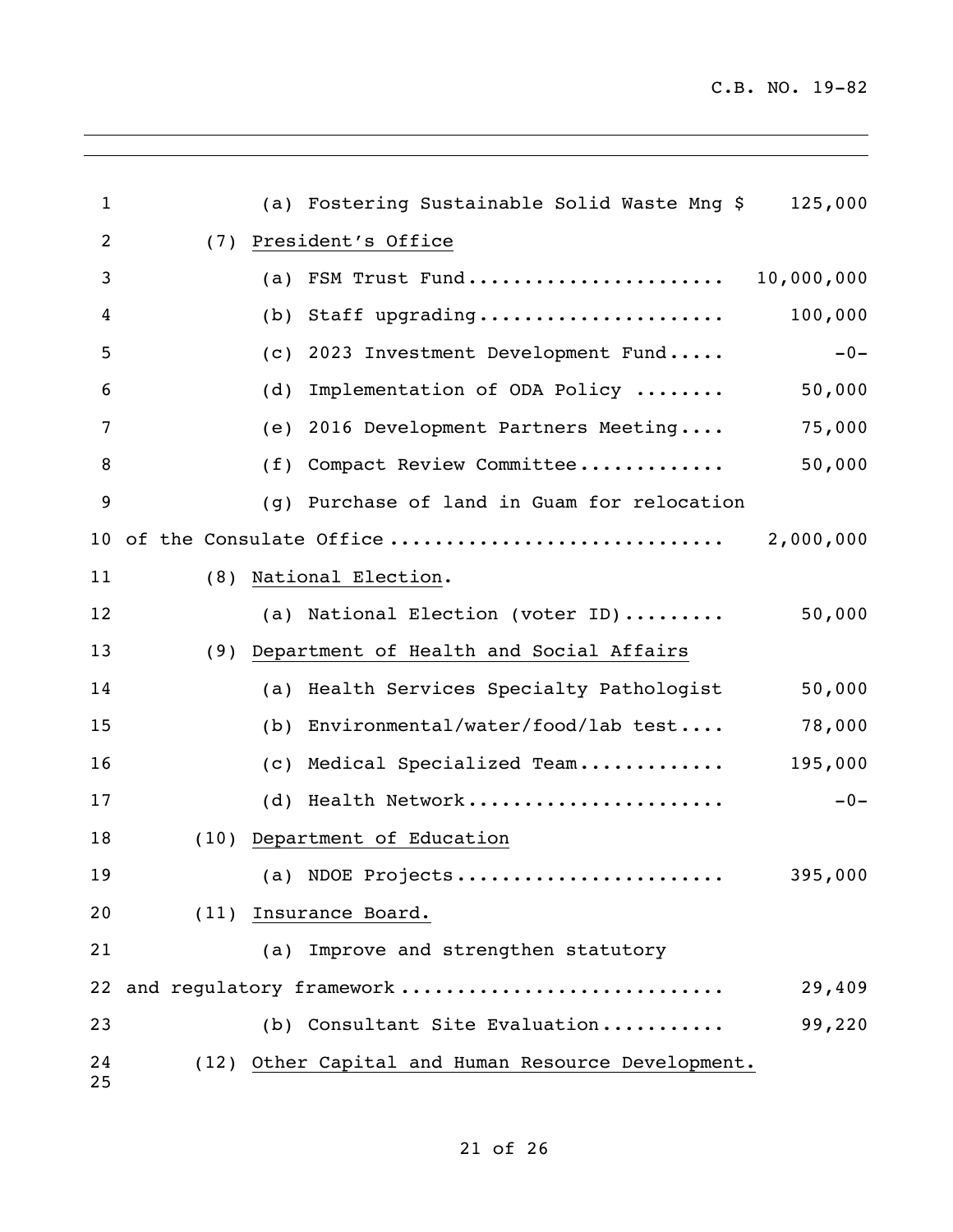(a) Fostering Sustainable Solid Waste Mng $ 125,000

(7) President's Office

(a) FSM Trust Fund...................... 10,000,000

(b) Staff upgrading..................... 100,000

(c) 2023 Investment Development Fund..... -0-

(d) Implementation of ODA Policy ........ 50,000

(e) 2016 Development Partners Meeting.... 75,000

(f) Compact Review Committee............ 50,000

(g) Purchase of land in Guam for relocation of the Consulate Office ............................ 2,000,000

(8) National Election.

(a) National Election (voter ID)......... 50,000

(9) Department of Health and Social Affairs

(a) Health Services Specialty Pathologist 50,000

(b) Environmental/water/food/lab test.... 78,000

(c) Medical Specialized Team............ 195,000

(d) Health Network...................... -0-

(10) Department of Education

(a) NDOE Projects....................... 395,000

(11) Insurance Board.

(a) Improve and strengthen statutory and regulatory framework ............................ 29,409

(b) Consultant Site Evaluation.......... 99,220

(12) Other Capital and Human Resource Development.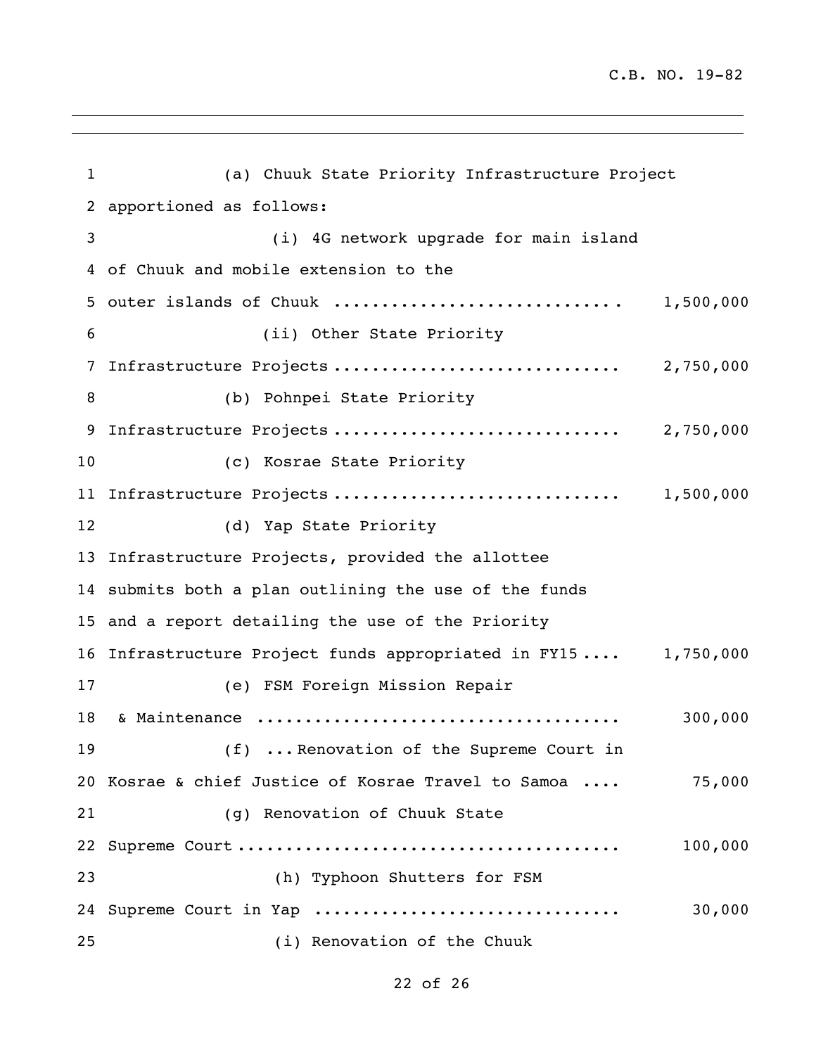(a) Chuuk State Priority Infrastructure Project apportioned as follows:

(i) 4G network upgrade for main island of Chuuk and mobile extension to the outer islands of Chuuk .............................. 1,500,000

(ii) Other State Priority Infrastructure Projects .............................. 2,750,000

(b) Pohnpei State Priority Infrastructure Projects .............................. 2,750,000

(c) Kosrae State Priority Infrastructure Projects .............................. 1,500,000

(d) Yap State Priority Infrastructure Projects, provided the allottee submits both a plan outlining the use of the funds and a report detailing the use of the Priority Infrastructure Project funds appropriated in FY15 .... 1,750,000

(e) FSM Foreign Mission Repair & Maintenance ...................................... 300,000

(f) ... Renovation of the Supreme Court in Kosrae & chief Justice of Kosrae Travel to Samoa .... 75,000

(g) Renovation of Chuuk State Supreme Court ........................................ 100,000

(h) Typhoon Shutters for FSM Supreme Court in Yap ............................... 30,000

(i) Renovation of the Chuuk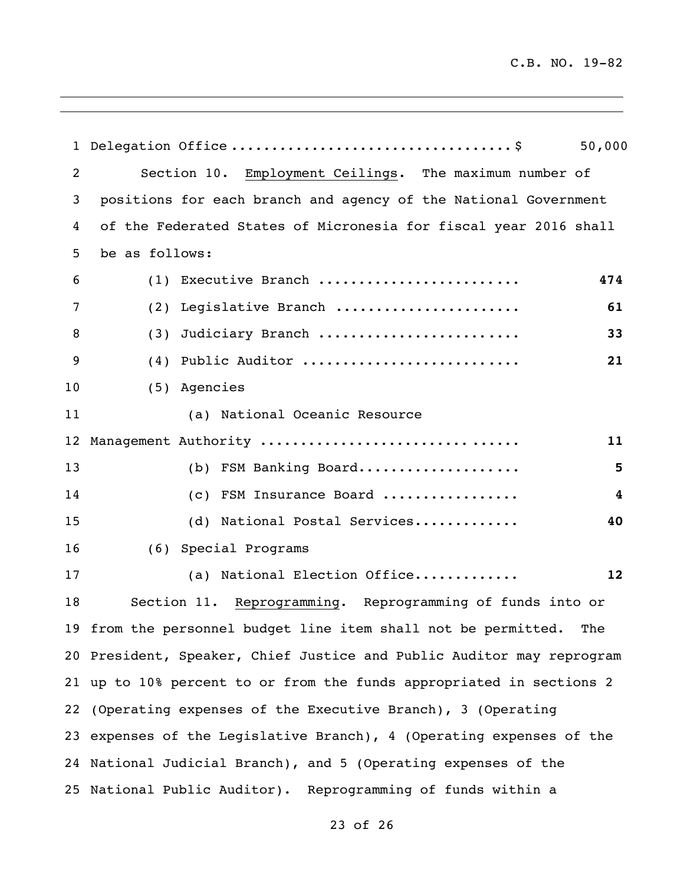Delegation Office .................................. $ 50,000

Section 10. Employment Ceilings. The maximum number of positions for each branch and agency of the National Government of the Federated States of Micronesia for fiscal year 2016 shall be as follows:

(1) Executive Branch ........................ **474**

(2) Legislative Branch ...................... **61**

(3) Judiciary Branch ........................ **33**

(4) Public Auditor .......................... **21**

(5) Agencies

(a) National Oceanic Resource Management Authority ................................ **11**

(b) FSM Banking Board.................... **5**

(c) FSM Insurance Board ................ **4**

(d) National Postal Services............. **40**

(6) Special Programs

(a) National Election Office............. **12**

Section 11. Reprogramming. Reprogramming of funds into or from the personnel budget line item shall not be permitted. The President, Speaker, Chief Justice and Public Auditor may reprogram up to 10% percent to or from the funds appropriated in sections 2 (Operating expenses of the Executive Branch), 3 (Operating expenses of the Legislative Branch), 4 (Operating expenses of the National Judicial Branch), and 5 (Operating expenses of the National Public Auditor). Reprogramming of funds within a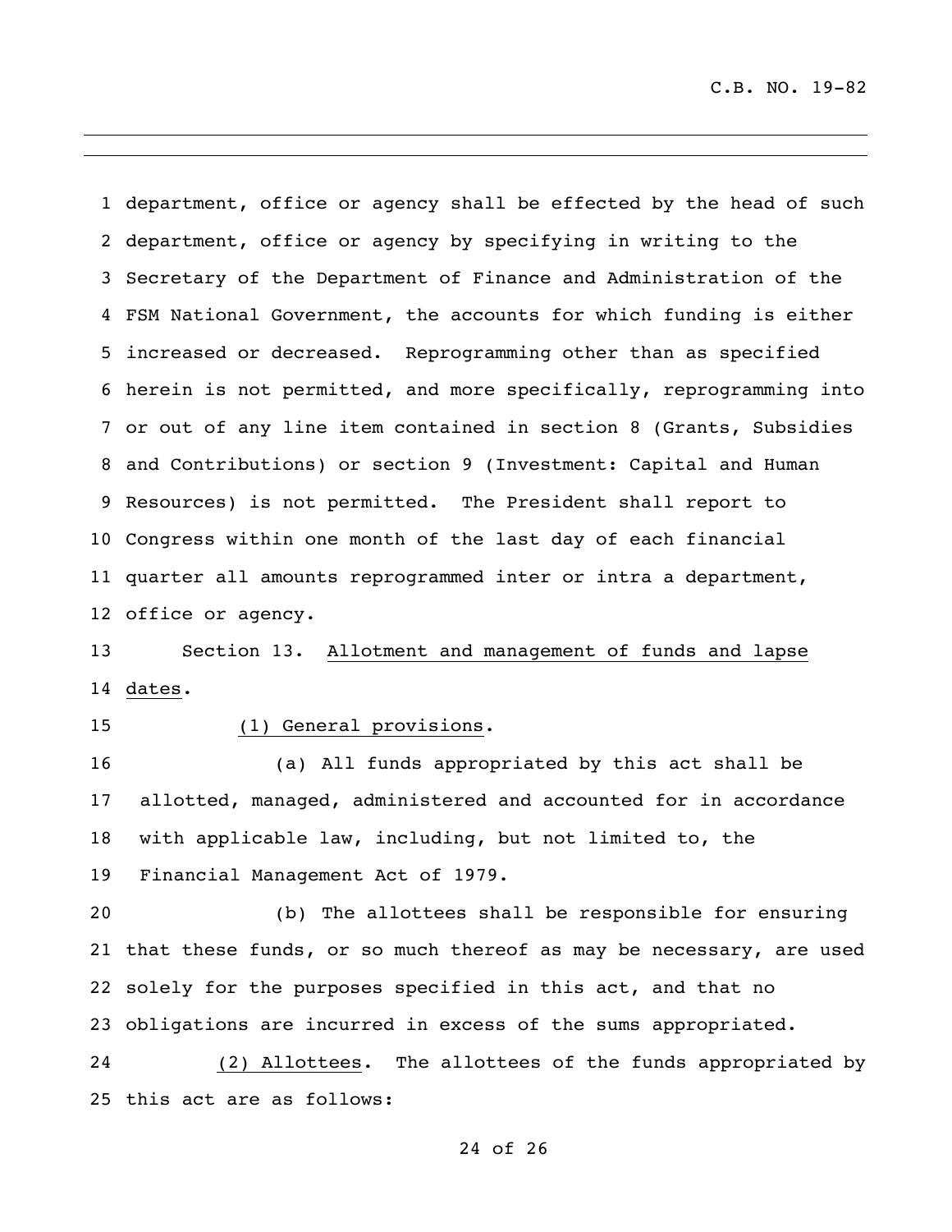department, office or agency shall be effected by the head of such department, office or agency by specifying in writing to the Secretary of the Department of Finance and Administration of the FSM National Government, the accounts for which funding is either increased or decreased. Reprogramming other than as specified herein is not permitted, and more specifically, reprogramming into or out of any line item contained in section 8 (Grants, Subsidies and Contributions) or section 9 (Investment: Capital and Human Resources) is not permitted. The President shall report to Congress within one month of the last day of each financial quarter all amounts reprogrammed inter or intra a department, office or agency.

Section 13. Allotment and management of funds and lapse dates.

(1) General provisions.

(a) All funds appropriated by this act shall be allotted, managed, administered and accounted for in accordance with applicable law, including, but not limited to, the Financial Management Act of 1979.

(b) The allottees shall be responsible for ensuring that these funds, or so much thereof as may be necessary, are used solely for the purposes specified in this act, and that no obligations are incurred in excess of the sums appropriated.

(2) Allottees. The allottees of the funds appropriated by this act are as follows: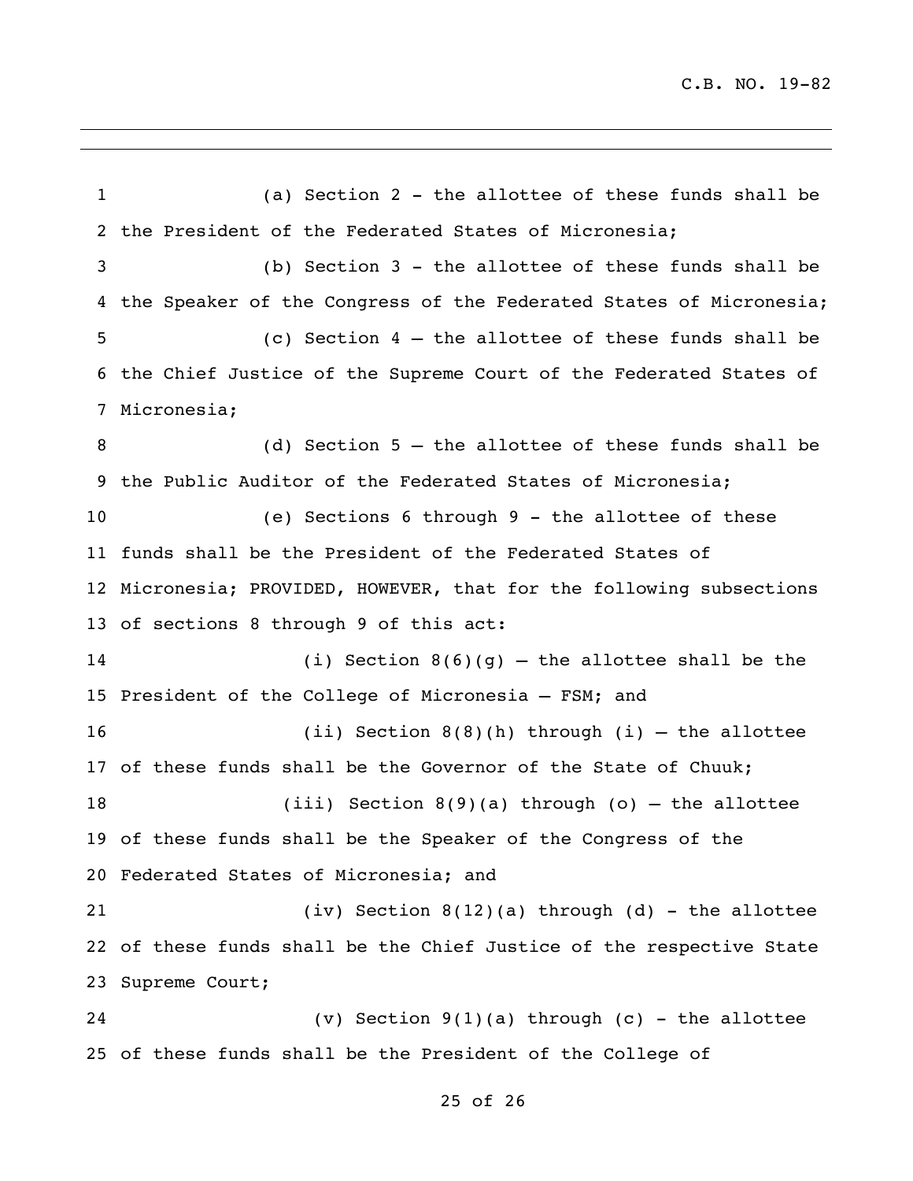(a) Section 2 - the allottee of these funds shall be the President of the Federated States of Micronesia;

(b) Section 3 - the allottee of these funds shall be the Speaker of the Congress of the Federated States of Micronesia;

(c) Section 4 – the allottee of these funds shall be the Chief Justice of the Supreme Court of the Federated States of Micronesia;

(d) Section 5 – the allottee of these funds shall be the Public Auditor of the Federated States of Micronesia;

(e) Sections 6 through 9 - the allottee of these funds shall be the President of the Federated States of Micronesia; PROVIDED, HOWEVER, that for the following subsections of sections 8 through 9 of this act:

(i) Section 8(6)(g) – the allottee shall be the President of the College of Micronesia – FSM; and

(ii) Section 8(8)(h) through (i) – the allottee of these funds shall be the Governor of the State of Chuuk;

(iii) Section 8(9)(a) through (o) – the allottee of these funds shall be the Speaker of the Congress of the Federated States of Micronesia; and

(iv) Section 8(12)(a) through (d) - the allottee of these funds shall be the Chief Justice of the respective State Supreme Court;

(v) Section 9(1)(a) through (c) - the allottee of these funds shall be the President of the College of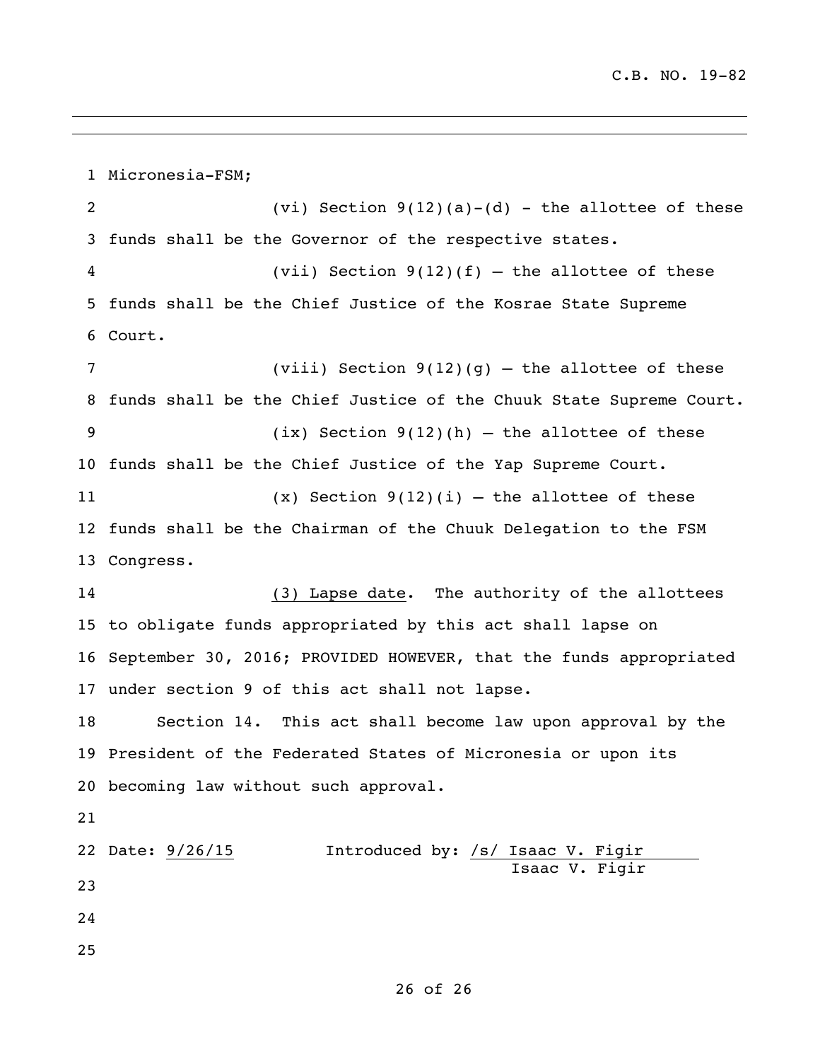Micronesia-FSM;

(vi) Section 9(12)(a)-(d) - the allottee of these funds shall be the Governor of the respective states.

(vii) Section 9(12)(f) – the allottee of these funds shall be the Chief Justice of the Kosrae State Supreme Court.

(viii) Section 9(12)(g) – the allottee of these funds shall be the Chief Justice of the Chuuk State Supreme Court.

(ix) Section 9(12)(h) – the allottee of these funds shall be the Chief Justice of the Yap Supreme Court.

(x) Section 9(12)(i) – the allottee of these funds shall be the Chairman of the Chuuk Delegation to the FSM Congress.

(3) Lapse date. The authority of the allottees to obligate funds appropriated by this act shall lapse on September 30, 2016; PROVIDED HOWEVER, that the funds appropriated under section 9 of this act shall not lapse.

Section 14. This act shall become law upon approval by the President of the Federated States of Micronesia or upon its becoming law without such approval.

Date: 9/26/15 Introduced by: /s/ Isaac V. Figir

Isaac V. Figir